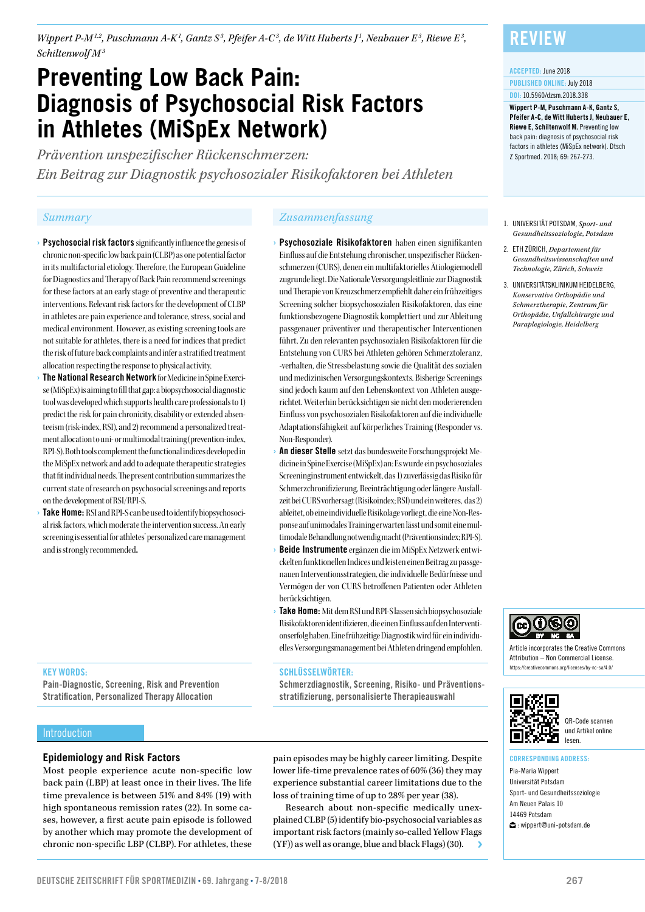Wippert P-M[1,2], Puschmann A-K[1], Gantz S[3], Pfeifer A-C[3], de Witt Huberts J[1], Neubauer E[3], Riewe E[3], Schiltenwolf M[3]

# Preventing Low Back Pain: Diagnosis of Psychosocial Risk Factors in Athletes (MiSpEx Network)

*Prävention unspezifischer Rückenschmerzen: Ein Beitrag zur Diagnostik psychosozialer Risikofaktoren bei Athleten*

**REVIEW**

ACCEPTED: June 2018
PUBLISHED ONLINE: July 2018
DOI: 10.5960/dzsm.2018.338

**Wippert P-M, Puschmann A-K, Gantz S, Pfeifer A-C, de Witt Huberts J, Neubauer E, Riewe E, Schiltenwolf M.** Preventing low back pain: diagnosis of psychosocial risk factors in athletes (MiSpEx network). Dtsch Z Sportmed. 2018; 69: 267-273.

1. UNIVERSITÄT POTSDAM, *Sport- und Gesundheitssoziologie, Potsdam*
2. ETH ZÜRICH, *Departement für Gesundheitswissenschaften und Technologie, Zürich, Schweiz*
3. UNIVERSITÄTSKLINIKUM HEIDELBERG, *Konservative Orthopädie und Schmerztherapie, Zentrum für Orthopädie, Unfallchirurgie und Paraplegiologie, Heidelberg*

## Summary

- **Psychosocial risk factors** significantly influence the genesis of chronic non-specific low back pain (CLBP) as one potential factor in its multifactorial etiology. Therefore, the European Guideline for Diagnostics and Therapy of Back Pain recommend screenings for these factors at an early stage of preventive and therapeutic interventions. Relevant risk factors for the development of CLBP in athletes are pain experience and tolerance, stress, social and medical environment. However, as existing screening tools are not suitable for athletes, there is a need for indices that predict the risk of future back complaints and infer a stratified treatment allocation respecting the response to physical activity.
- **The National Research Network** for Medicine in Spine Exercise (MiSpEx) is aiming to fill that gap: a biopsychosocial diagnostic tool was developed which supports health care professionals to 1) predict the risk for pain chronicity, disability or extended absenteeism (risk-index, RSI), and 2) recommend a personalized treatment allocation to uni- or multimodal training (prevention-index, RPI-S). Both tools complement the functional indices developed in the MiSpEx network and add to adequate therapeutic strategies that fit individual needs. The present contribution summarizes the current state of research on psychosocial screenings and reports on the development of RSI/RPI-S.
- **Take Home:** RSI and RPI-S can be used to identify biopsychosocial risk factors, which moderate the intervention success. An early screening is essential for athletes' personalized care management and is strongly recommended.

**KEY WORDS:**
Pain-Diagnostic, Screening, Risk and Prevention Stratification, Personalized Therapy Allocation

## Zusammenfassung

- **Psychosoziale Risikofaktoren** haben einen signifikanten Einfluss auf die Entstehung chronischer, unspezifischer Rückenschmerzen (CURS), denen ein multifaktorielles Ätiologiemodell zugrunde liegt. Die Nationale Versorgungsleitlinie zur Diagnostik und Therapie von Kreuzschmerz empfiehlt daher ein frühzeitiges Screening solcher biopsychosozialen Risikofaktoren, das eine funktionsbezogene Diagnostik komplettiert und zur Ableitung passgenauer präventiver und therapeutischer Interventionen führt. Zu den relevanten psychosozialen Risikofaktoren für die Entstehung von CURS bei Athleten gehören Schmerztoleranz, -verhalten, die Stressbelastung sowie die Qualität des sozialen und medizinischen Versorgungskontexts. Bisherige Screenings sind jedoch kaum auf den Lebenskontext von Athleten ausgerichtet. Weiterhin berücksichtigen sie nicht den moderierenden Einfluss von psychosozialen Risikofaktoren auf die individuelle Adaptationsfähigkeit auf körperliches Training (Responder vs. Non-Responder).
- **An dieser Stelle** setzt das bundesweite Forschungsprojekt Medicine in Spine Exercise (MiSpEx) an: Es wurde ein psychosoziales Screeninginstrument entwickelt, das 1) zuverlässig das Risiko für Schmerzchronifizierung, Beeinträchtigung oder längere Ausfallzeit bei CURS vorhersagt (Risikoindex; RSI) und ein weiteres, das 2) ableitet, ob eine individuelle Risikolage vorliegt, die eine Non-Response auf unimodales Training erwarten lässt und somit eine multimodale Behandlung notwendig macht (Präventionsindex; RPI-S).
- **Beide Instrumente** ergänzen die im MiSpEx Netzwerk entwickelten funktionellen Indices und leisten einen Beitrag zu passgenauen Interventionsstrategien, die individuelle Bedürfnisse und Vermögen der von CURS betroffenen Patienten oder Athleten berücksichtigen.
- **Take Home:** Mit dem RSI und RPI-S lassen sich biopsychosoziale Risikofaktoren identifizieren, die einen Einfluss auf den Interventionserfolg haben. Eine frühzeitige Diagnostik wird für ein individuelles Versorgungsmanagement bei Athleten dringend empfohlen.

**SCHLÜSSELWÖRTER:**
Schmerzdiagnostik, Screening, Risiko- und Präventionsstratifizierung, personalisierte Therapieauswahl

## Introduction

### Epidemiology and Risk Factors

Most people experience acute non-specific low back pain (LBP) at least once in their lives. The life time prevalence is between 51% and 84% (19) with high spontaneous remission rates (22). In some cases, however, a first acute pain episode is followed by another which may promote the development of chronic non-specific LBP (CLBP). For athletes, these pain episodes may be highly career limiting. Despite lower life-time prevalence rates of 60% (36) they may experience substantial career limitations due to the loss of training time of up to 28% per year (38).

Research about non-specific medically unexplained CLBP (5) identify bio-psychosocial variables as important risk factors (mainly so-called Yellow Flags (YF)) as well as orange, blue and black Flags) (30).

Article incorporates the Creative Commons Attribution – Non Commercial License. https://creativecommons.org/licenses/by-nc-sa/4.0/

QR-Code scannen und Artikel online lesen.

**CORRESPONDING ADDRESS:**
Pia-Maria Wippert
Universität Potsdam
Sport- und Gesundheitssoziologie
Am Neuen Palais 10
14469 Potsdam
: wippert@uni-potsdam.de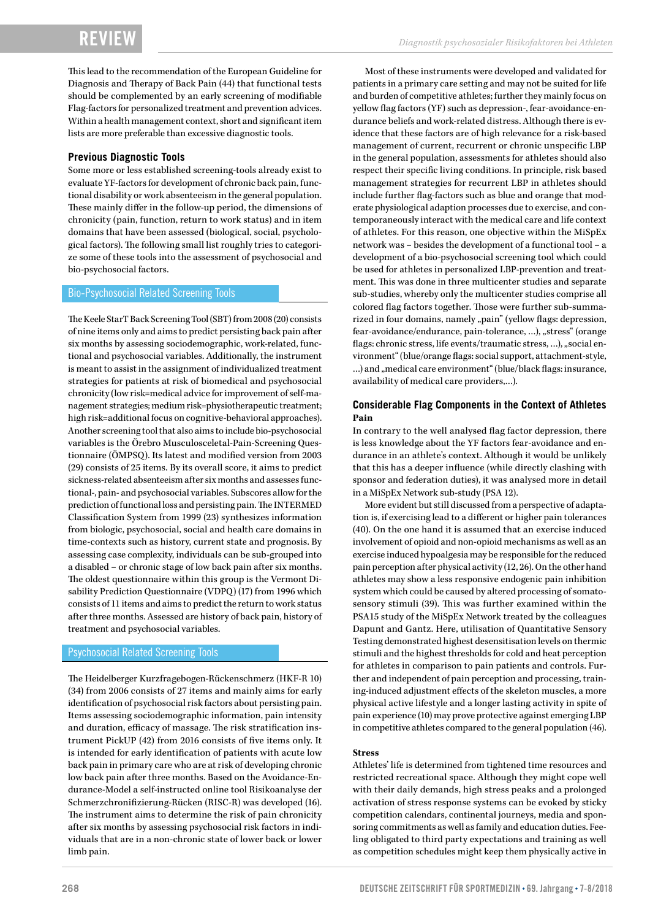This lead to the recommendation of the European Guideline for Diagnosis and Therapy of Back Pain (44) that functional tests should be complemented by an early screening of modifiable Flag-factors for personalized treatment and prevention advices. Within a health management context, short and significant item lists are more preferable than excessive diagnostic tools.

### Previous Diagnostic Tools

Some more or less established screening-tools already exist to evaluate YF-factors for development of chronic back pain, functional disability or work absenteeism in the general population. These mainly differ in the follow-up period, the dimensions of chronicity (pain, function, return to work status) and in item domains that have been assessed (biological, social, psychological factors). The following small list roughly tries to categorize some of these tools into the assessment of psychosocial and bio-psychosocial factors.

#### Bio-Psychosocial Related Screening Tools

The Keele StarT Back Screening Tool (SBT) from 2008 (20) consists of nine items only and aims to predict persisting back pain after six months by assessing sociodemographic, work-related, functional and psychosocial variables. Additionally, the instrument is meant to assist in the assignment of individualized treatment strategies for patients at risk of biomedical and psychosocial chronicity (low risk=medical advice for improvement of self-management strategies; medium risk=physiotherapeutic treatment; high risk=additional focus on cognitive-behavioral approaches). Another screening tool that also aims to include bio-psychosocial variables is the Örebro Musculosceletal-Pain-Screening Questionnaire (ÖMPSQ). Its latest and modified version from 2003 (29) consists of 25 items. By its overall score, it aims to predict sickness-related absenteeism after six months and assesses functional-, pain- and psychosocial variables. Subscores allow for the prediction of functional loss and persisting pain. The INTERMED Classification System from 1999 (23) synthesizes information from biologic, psychosocial, social and health care domains in time-contexts such as history, current state and prognosis. By assessing case complexity, individuals can be sub-grouped into a disabled – or chronic stage of low back pain after six months. The oldest questionnaire within this group is the Vermont Disability Prediction Questionnaire (VDPQ) (17) from 1996 which consists of 11 items and aims to predict the return to work status after three months. Assessed are history of back pain, history of treatment and psychosocial variables.

#### Psychosocial Related Screening Tools

The Heidelberger Kurzfragebogen-Rückenschmerz (HKF-R 10) (34) from 2006 consists of 27 items and mainly aims for early identification of psychosocial risk factors about persisting pain. Items assessing sociodemographic information, pain intensity and duration, efficacy of massage. The risk stratification instrument PickUP (42) from 2016 consists of five items only. It is intended for early identification of patients with acute low back pain in primary care who are at risk of developing chronic low back pain after three months. Based on the Avoidance-Endurance-Model a self-instructed online tool Risikoanalyse der Schmerzchronifizierung-Rücken (RISC-R) was developed (16). The instrument aims to determine the risk of pain chronicity after six months by assessing psychosocial risk factors in individuals that are in a non-chronic state of lower back or lower limb pain.

Most of these instruments were developed and validated for patients in a primary care setting and may not be suited for life and burden of competitive athletes; further they mainly focus on yellow flag factors (YF) such as depression-, fear-avoidance-endurance beliefs and work-related distress. Although there is evidence that these factors are of high relevance for a risk-based management of current, recurrent or chronic unspecific LBP in the general population, assessments for athletes should also respect their specific living conditions. In principle, risk based management strategies for recurrent LBP in athletes should include further flag-factors such as blue and orange that moderate physiological adaption processes due to exercise, and contemporaneously interact with the medical care and life context of athletes. For this reason, one objective within the MiSpEx network was – besides the development of a functional tool – a development of a bio-psychosocial screening tool which could be used for athletes in personalized LBP-prevention and treatment. This was done in three multicenter studies and separate sub-studies, whereby only the multicenter studies comprise all colored flag factors together. Those were further sub-summarized in four domains, namely „pain" (yellow flags: depression, fear-avoidance/endurance, pain-tolerance, ...), „stress" (orange flags: chronic stress, life events/traumatic stress, ...), „social environment" (blue/orange flags: social support, attachment-style, ...) and „medical care environment" (blue/black flags: insurance, availability of medical care providers,...).

### Considerable Flag Components in the Context of Athletes

**Pain**

In contrary to the well analysed flag factor depression, there is less knowledge about the YF factors fear-avoidance and endurance in an athlete's context. Although it would be unlikely that this has a deeper influence (while directly clashing with sponsor and federation duties), it was analysed more in detail in a MiSpEx Network sub-study (PSA 12).

More evident but still discussed from a perspective of adaptation is, if exercising lead to a different or higher pain tolerances (40). On the one hand it is assumed that an exercise induced involvement of opioid and non-opioid mechanisms as well as an exercise induced hypoalgesia may be responsible for the reduced pain perception after physical activity (12, 26). On the other hand athletes may show a less responsive endogenic pain inhibition system which could be caused by altered processing of somatosensory stimuli (39). This was further examined within the PSA15 study of the MiSpEx Network treated by the colleagues Dapunt and Gantz. Here, utilisation of Quantitative Sensory Testing demonstrated highest desensitisation levels on thermic stimuli and the highest thresholds for cold and heat perception for athletes in comparison to pain patients and controls. Further and independent of pain perception and processing, training-induced adjustment effects of the skeleton muscles, a more physical active lifestyle and a longer lasting activity in spite of pain experience (10) may prove protective against emerging LBP in competitive athletes compared to the general population (46).

**Stress**

Athletes' life is determined from tightened time resources and restricted recreational space. Although they might cope well with their daily demands, high stress peaks and a prolonged activation of stress response systems can be evoked by sticky competition calendars, continental journeys, media and sponsoring commitments as well as family and education duties. Feeling obligated to third party expectations and training as well as competition schedules might keep them physically active in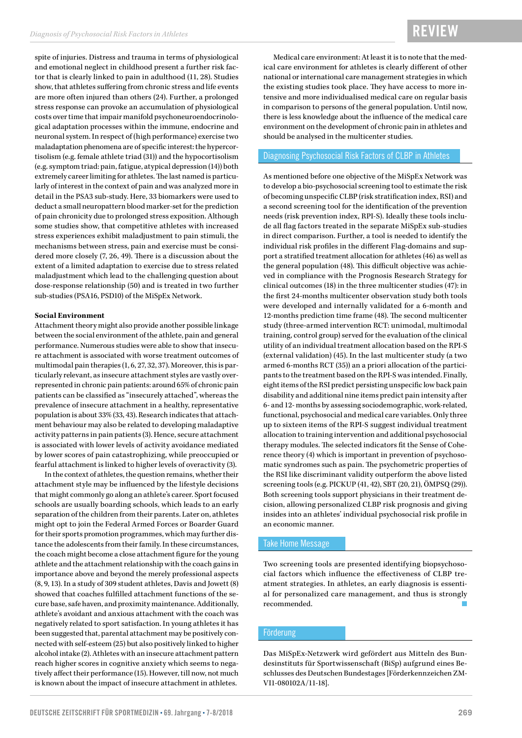spite of injuries. Distress and trauma in terms of physiological and emotional neglect in childhood present a further risk factor that is clearly linked to pain in adulthood (11, 28). Studies show, that athletes suffering from chronic stress and life events are more often injured than others (24). Further, a prolonged stress response can provoke an accumulation of physiological costs over time that impair manifold psychoneuroendocrinological adaptation processes within the immune, endocrine and neuronal system. In respect of (high performance) exercise two maladaptation phenomena are of specific interest: the hypercortisolism (e.g. female athlete triad (31)) and the hypocortisolism (e.g. symptom triad: pain, fatigue, atypical depression (14)) both extremely career limiting for athletes. The last named is particularly of interest in the context of pain and was analyzed more in detail in the PSA3 sub-study. Here, 33 biomarkers were used to deduct a small neuropattern blood marker-set for the prediction of pain chronicity due to prolonged stress exposition. Although some studies show, that competitive athletes with increased stress experiences exhibit maladjustment to pain stimuli, the mechanisms between stress, pain and exercise must be considered more closely (7, 26, 49). There is a discussion about the extent of a limited adaptation to exercise due to stress related maladjustment which lead to the challenging question about dose-response relationship (50) and is treated in two further sub-studies (PSA16, PSD10) of the MiSpEx Network.

**Social Environment**

Attachment theory might also provide another possible linkage between the social environment of the athlete, pain and general performance. Numerous studies were able to show that insecure attachment is associated with worse treatment outcomes of multimodal pain therapies (1, 6, 27, 32, 37). Moreover, this is particularly relevant, as insecure attachment styles are vastly overrepresented in chronic pain patients: around 65% of chronic pain patients can be classified as "insecurely attached", whereas the prevalence of insecure attachment in a healthy, representative population is about 33% (33, 43). Research indicates that attachment behaviour may also be related to developing maladaptive activity patterns in pain patients (3). Hence, secure attachment is associated with lower levels of activity avoidance mediated by lower scores of pain catastrophizing, while preoccupied or fearful attachment is linked to higher levels of overactivity (3).

In the context of athletes, the question remains, whether their attachment style may be influenced by the lifestyle decisions that might commonly go along an athlete's career. Sport focused schools are usually boarding schools, which leads to an early separation of the children from their parents. Later on, athletes might opt to join the Federal Armed Forces or Boarder Guard for their sports promotion programmes, which may further distance the adolescents from their family. In these circumstances, the coach might become a close attachment figure for the young athlete and the attachment relationship with the coach gains in importance above and beyond the merely professional aspects (8, 9, 13). In a study of 309 student athletes, Davis and Jowett (8) showed that coaches fulfilled attachment functions of the secure base, safe haven, and proximity maintenance. Additionally, athlete's avoidant and anxious attachment with the coach was negatively related to sport satisfaction. In young athletes it has been suggested that, parental attachment may be positively connected with self-esteem (25) but also positively linked to higher alcohol intake (2). Athletes with an insecure attachment pattern reach higher scores in cognitive anxiety which seems to negatively affect their performance (15). However, till now, not much is known about the impact of insecure attachment in athletes.

Medical care environment: At least it is to note that the medical care environment for athletes is clearly different of other national or international care management strategies in which the existing studies took place. They have access to more intensive and more individualised medical care on regular basis in comparison to persons of the general population. Until now, there is less knowledge about the influence of the medical care environment on the development of chronic pain in athletes and should be analysed in the multicenter studies.

## Diagnosing Psychosocial Risk Factors of CLBP in Athletes

As mentioned before one objective of the MiSpEx Network was to develop a bio-psychosocial screening tool to estimate the risk of becoming unspecific CLBP (risk stratification index, RSI) and a second screening tool for the identification of the prevention needs (risk prevention index, RPI-S). Ideally these tools include all flag factors treated in the separate MiSpEx sub-studies in direct comparison. Further, a tool is needed to identify the individual risk profiles in the different Flag-domains and support a stratified treatment allocation for athletes (46) as well as the general population (48). This difficult objective was achieved in compliance with the Prognosis Research Strategy for clinical outcomes (18) in the three multicenter studies (47): in the first 24-months multicenter observation study both tools were developed and internally validated for a 6-month and 12-months prediction time frame (48). The second multicenter study (three-armed intervention RCT: unimodal, multimodal training, control group) served for the evaluation of the clinical utility of an individual treatment allocation based on the RPI-S (external validation) (45). In the last multicenter study (a two armed 6-months RCT (35)) an a priori allocation of the participants to the treatment based on the RPI-S was intended. Finally, eight items of the RSI predict persisting unspecific low back pain disability and additional nine items predict pain intensity after 6- and 12- months by assessing sociodemographic, work-related, clinical, psychosocial and medical care variables. Only three up to sixteen items of the RPI-S suggest individual treatment allocation to training intervention and additional psychosocial therapy modules. The selected indicators fit the Sense of Coherence theory (4) which is important in prevention of psychosomatic syndromes such as pain. The psychometric properties of the RSI like discriminant validity outperform the above listed screening tools (e.g. PICKUP (41, 42), SBT (20, 21), ÖMPSQ (29)). Both screening tools support physicians in their treatment decision, allowing personalized CLBP risk prognosis and giving insides into an athletes' individual psychosocial risk profile in an economic manner.

## Take Home Message

Two screening tools are presented identifying biopsychosocial factors which influence the effectiveness of CLBP treatment strategies. In athletes, an early diagnosis is essential for personalized care management, and thus is strongly recommended.

## Förderung

Das MiSpEx-Netzwerk wird gefördert aus Mitteln des Bundesinstituts für Sportwissenschaft (BiSp) aufgrund eines Beschlusses des Deutschen Bundestages [Förderkennzeichen ZMVI1-080102A/11-18].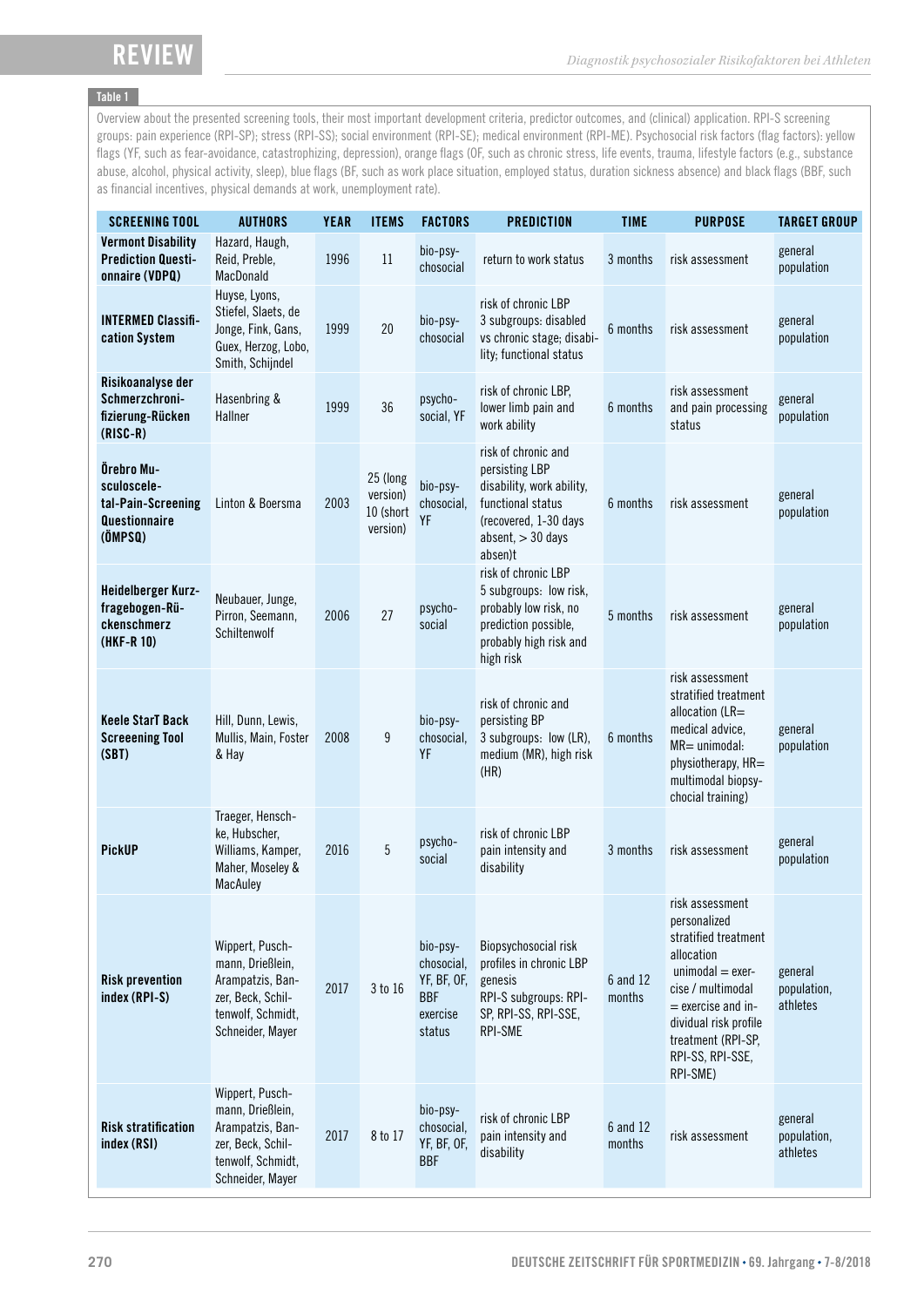**Table 1**

Overview about the presented screening tools, their most important development criteria, predictor outcomes, and (clinical) application. RPI-S screening groups: pain experience (RPI-SP); stress (RPI-SS); social environment (RPI-SE); medical environment (RPI-ME). Psychosocial risk factors (flag factors): yellow flags (YF, such as fear-avoidance, catastrophizing, depression), orange flags (OF, such as chronic stress, life events, trauma, lifestyle factors (e.g., substance abuse, alcohol, physical activity, sleep), blue flags (BF, such as work place situation, employed status, duration sickness absence) and black flags (BBF, such as financial incentives, physical demands at work, unemployment rate).

| SCREENING TOOL | AUTHORS | YEAR | ITEMS | FACTORS | PREDICTION | TIME | PURPOSE | TARGET GROUP |
|---|---|---|---|---|---|---|---|---|
| **Vermont Disability Prediction Questionnaire (VDPQ)** | Hazard, Haugh, Reid, Preble, MacDonald | 1996 | 11 | bio-psychosocial | return to work status | 3 months | risk assessment | general population |
| **INTERMED Classification System** | Huyse, Lyons, Stiefel, Slaets, de Jonge, Fink, Gans, Guex, Herzog, Lobo, Smith, Schijndel | 1999 | 20 | bio-psychosocial | risk of chronic LBP 3 subgroups: disabled vs chronic stage; disability; functional status | 6 months | risk assessment | general population |
| **Risikoanalyse der Schmerzchronifizierung-Rücken (RISC-R)** | Hasenbring & Hallner | 1999 | 36 | psychosocial, YF | risk of chronic LBP, lower limb pain and work ability | 6 months | risk assessment and pain processing status | general population |
| **Örebro Musculoskeletal-Pain-Screening Questionnaire (ÖMPSQ)** | Linton & Boersma | 2003 | 25 (long version) 10 (short version) | bio-psychosocial, YF | risk of chronic and persisting LBP disability, work ability, functional status (recovered, 1-30 days absent, > 30 days absen)t | 6 months | risk assessment | general population |
| **Heidelberger Kurzfragebogen-Rückenschmerz (HKF-R 10)** | Neubauer, Junge, Pirron, Seemann, Schiltenwolf | 2006 | 27 | psychosocial | risk of chronic LBP 5 subgroups: low risk, probably low risk, no prediction possible, probably high risk and high risk | 5 months | risk assessment | general population |
| **Keele StarT Back Scereening Tool (SBT)** | Hill, Dunn, Lewis, Mullis, Main, Foster & Hay | 2008 | 9 | bio-psychosocial, YF | risk of chronic and persisting BP 3 subgroups: low (LR), medium (MR), high risk (HR) | 6 months | risk assessment stratified treatment allocation (LR= medical advice, MR= unimodal: physiotherapy, HR= multimodal biopsychocial training) | general population |
| **PickUP** | Traeger, Henschke, Hubscher, Williams, Kamper, Maher, Moseley & MacAuley | 2016 | 5 | psychosocial | risk of chronic LBP pain intensity and disability | 3 months | risk assessment | general population |
| **Risk prevention index (RPI-S)** | Wippert, Puschmann, Drießlein, Arampatzis, Banzer, Beck, Schiltenwolf, Schmidt, Schneider, Mayer | 2017 | 3 to 16 | bio-psychosocial, YF, BF, OF, BBF exercise status | Biopsychosocial risk profiles in chronic LBP genesis RPI-S subgroups: RPI-SP, RPI-SS, RPI-SSE, RPI-SME | 6 and 12 months | risk assessment personalized stratified treatment allocation unimodal = exercise / multimodal = exercise and individual risk profile treatment (RPI-SP, RPI-SS, RPI-SSE, RPI-SME) | general population, athletes |
| **Risk stratification index (RSI)** | Wippert, Puschmann, Drießlein, Arampatzis, Banzer, Beck, Schiltenwolf, Schmidt, Schneider, Mayer | 2017 | 8 to 17 | bio-psychosocial, YF, BF, OF, BBF | risk of chronic LBP pain intensity and disability | 6 and 12 months | risk assessment | general population, athletes |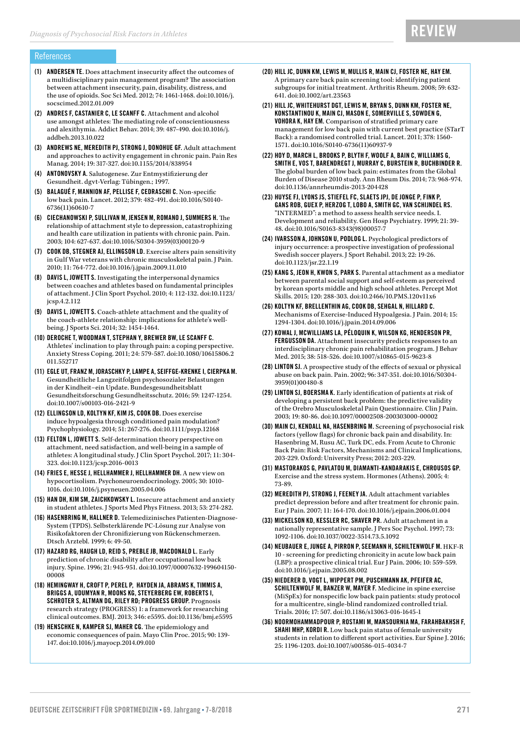## References

(1) **ANDERSEN TE.** Does attachment insecurity affect the outcomes of a multidisciplinary pain management program? The association between attachment insecurity, pain, disability, distress, and the use of opioids. Soc Sci Med. 2012; 74: 1461-1468. doi:10.1016/j.socscimed.2012.01.009

(2) **ANDRES F, CASTANIER C, LE SCANFF C.** Attachment and alcohol use amongst athletes: The mediating role of conscientiousness and alexithymia. Addict Behav. 2014; 39: 487-490. doi:10.1016/j.addbeh.2013.10.022

(3) **ANDREWS NE, MEREDITH PJ, STRONG J, DONOHUE GF.** Adult attachment and approaches to activity engagement in chronic pain. Pain Res Manag. 2014; 19: 317-327. doi:10.1155/2014/838954

(4) **ANTONOVSKY A.** Salutogenese. Zur Entmystifizierung der Gesundheit. dgvt-Verlag: Tübingen.; 1997.

(5) **BALAGUÉ F, MANNION AF, PELLISE F, CEDRASCHI C.** Non-specific low back pain. Lancet. 2012; 379: 482-491. doi:10.1016/S0140-6736(11)60610-7

(6) **CIECHANOWSKI P, SULLIVAN M, JENSEN M, ROMANO J, SUMMERS H.** The relationship of attachment style to depression, catastrophizing and health care utilization in patients with chronic pain. Pain. 2003; 104: 627-637. doi:10.1016/S0304-3959(03)00120-9

(7) **COOK DB, STEGNER AJ, ELLINGSON LD.** Exercise alters pain sensitivity in Gulf War veterans with chronic musculoskeletal pain. J Pain. 2010; 11: 764-772. doi:10.1016/j.jpain.2009.11.010

(8) **DAVIS L, JOWETT S.** Investigating the interpersonal dynamics between coaches and athletes based on fundamental principles of attachment. J Clin Sport Psychol. 2010; 4: 112-132. doi:10.1123/jcsp.4.2.112

(9) **DAVIS L, JOWETT S.** Coach-athlete attachment and the quality of the coach-athlete relationship: implications for athlete's well-being. J Sports Sci. 2014; 32: 1454-1464.

(10) **DEROCHE T, WOODMAN T, STEPHAN Y, BREWER BW, LE SCANFF C.** Athletes' inclination to play through pain: a coping perspective. Anxiety Stress Coping. 2011; 24: 579-587. doi:10.1080/10615806.2011.552717

(11) **EGLE UT, FRANZ M, JORASCHKY P, LAMPE A, SEIFFGE-KRENKE I, CIERPKA M.** Gesundheitliche Langzeitfolgen psychosozialer Belastungen in der Kindheit–ein Update. Bundesgesundheitsblatt Gesundheitsforschung Gesundheitsschutz. 2016; 59: 1247-1254. doi:10.1007/s00103-016-2421-9

(12) **ELLINGSON LD, KOLTYN KF, KIM JS, COOK DB.** Does exercise induce hypoalgesia through conditioned pain modulation? Psychophysiology. 2014; 51: 267-276. doi:10.1111/psyp.12168

(13) **FELTON L, JOWETT S.** Self-determination theory perspective on attachment, need satisfaction, and well-being in a sample of athletes: A longitudinal study. J Clin Sport Psychol. 2017; 11: 304-323. doi:10.1123/jcsp.2016-0013

(14) **FRIES E, HESSE J, HELLHAMMER J, HELLHAMMER DH.** A new view on hypocortisolism. Psychoneuroendocrinology. 2005; 30: 1010-1016. doi:10.1016/j.psyneuen.2005.04.006

(15) **HAN DH, KIM SM, ZAICHKOWSKY L.** Insecure attachment and anxiety in student athletes. J Sports Med Phys Fitness. 2013; 53: 274-282.

(16) **HASENBRING M, HALLNER D.** Telemedizinisches Patienten-Diagnose-System (TPDS). Selbsterklärende PC-Lösung zur Analyse von Risikofaktoren der Chronifizierung von Rückenschmerzen. Dtsch Arztebl. 1999; 6: 49-50.

(17) **HAZARD RG, HAUGH LD, REID S, PREBLE JB, MACDONALD L.** Early prediction of chronic disability after occupational low back injury. Spine. 1996; 21: 945-951. doi:10.1097/00007632-199604150-00008

(18) **HEMINGWAY H, CROFT P, PEREL P, HAYDEN JA, ABRAMS K, TIMMIS A, BRIGGS A, UDUMYAN R, MOONS KG, STEYERBERG EW, ROBERTS I, SCHROTER S, ALTMAN DG, RILEY RD; PROGRESS GROUP.** Prognosis research strategy (PROGRESS) 1: a framework for researching clinical outcomes. BMJ. 2013; 346: e5595. doi:10.1136/bmj.e5595

(19) **HENSCHKE N, KAMPER SJ, MAHER CG.** The epidemiology and economic consequences of pain. Mayo Clin Proc. 2015; 90: 139-147. doi:10.1016/j.mayocp.2014.09.010

(20) **HILL JC, DUNN KM, LEWIS M, MULLIS R, MAIN CJ, FOSTER NE, HAY EM.** A primary care back pain screening tool: identifying patient subgroups for initial treatment. Arthritis Rheum. 2008; 59: 632-641. doi:10.1002/art.23563

(21) **HILL JC, WHITEHURST DGT, LEWIS M, BRYAN S, DUNN KM, FOSTER NE, KONSTANTINOU K, MAIN CJ, MASON E, SOMERVILLE S, SOWDEN G, VOHORA K, HAY EM.** Comparison of stratified primary care management for low back pain with current best practice (STarT Back): a randomised controlled trial. Lancet. 2011; 378: 1560-1571. doi:10.1016/S0140-6736(11)60937-9

(22) **HOY D, MARCH L, BROOKS P, BLYTH F, WOOLF A, BAIN C, WILLIAMS G, SMITH E, VOS T, BARENDREGT J, MURRAY C, BURSTEIN R, BUCHBINDER R.** The global burden of low back pain: estimates from the Global Burden of Disease 2010 study. Ann Rheum Dis. 2014; 73: 968-974. doi:10.1136/annrheumdis-2013-204428

(23) **HUYSE FJ, LYONS JS, STIEFEL FC, SLAETS JPJ, DE JONGE P, FINK P, GANS ROB, GUEX P, HERZOG T, LOBO A, SMITH GC, VAN SCHIJNDEL RS.** "INTERMED": a method to assess health service needs. I. Development and reliability. Gen Hosp Psychiatry. 1999; 21: 39-48. doi:10.1016/S0163-8343(98)00057-7

(24) **IVARSSON A, JOHNSON U, PODLOG L.** Psychological predictors of injury occurrence: a prospective investigation of professional Swedish soccer players. J Sport Rehabil. 2013; 22: 19-26. doi:10.1123/jsr.22.1.19

(25) **KANG S, JEON H, KWON S, PARK S.** Parental attachment as a mediator between parental social support and self-esteem as perceived by korean sports middle and high school athletes. Percept Mot Skills. 2015; 120: 288-303. doi:10.2466/10.PMS.120v11x6

(26) **KOLTYN KF, BRELLENTHIN AG, COOK DB, SEHGAL N, HILLARD C.** Mechanisms of Exercise-Induced Hypoalgesia. J Pain. 2014; 15: 1294-1304. doi:10.1016/j.jpain.2014.09.006

(27) **KOWAL J, MCWILLIAMS LA, PÉLOQUIN K, WILSON KG, HENDERSON PR, FERGUSSON DA.** Attachment insecurity predicts responses to an interdisciplinary chronic pain rehabilitation program. J Behav Med. 2015; 38: 518-526. doi:10.1007/s10865-015-9623-8

(28) **LINTON SJ.** A prospective study of the effects of sexual or physical abuse on back pain. Pain. 2002; 96: 347-351. doi:10.1016/S0304-3959(01)00480-8

(29) **LINTON SJ, BOERSMA K.** Early identification of patients at risk of developing a persistent back problem: the predictive validity of the Orebro Musculoskeletal Pain Questionnaire. Clin J Pain. 2003; 19: 80-86. doi:10.1097/00002508-200303000-00002

(30) **MAIN CJ, KENDALL NA, HASENBRING M.** Screening of psychosocial risk factors (yellow flags) for chronic back pain and disability. In: Hasenbring M, Rusu AC, Turk DC, eds. From Acute to Chronic Back Pain: Risk Factors, Mechanisms and Clinical Implications, 203-229. Oxford: University Press; 2012: 203-229.

(31) **MASTORAKOS G, PAVLATOU M, DIAMANTI-KANDARAKIS E, CHROUSOS GP.** Exercise and the stress system. Hormones (Athens). 2005; 4: 73-89.

(32) **MEREDITH PJ, STRONG J, FEENEY JA.** Adult attachment variables predict depression before and after treatment for chronic pain. Eur J Pain. 2007; 11: 164-170. doi:10.1016/j.ejpain.2006.01.004

(33) **MICKELSON KD, KESSLER RC, SHAVER PR.** Adult attachment in a nationally representative sample. J Pers Soc Psychol. 1997; 73: 1092-1106. doi:10.1037/0022-3514.73.5.1092

(34) **NEUBAUER E, JUNGE A, PIRRON P, SEEMANN H, SCHILTENWOLF M.** HKF-R 10 - screening for predicting chronicity in acute low back pain (LBP): a prospective clinical trial. Eur J Pain. 2006; 10: 559-559. doi:10.1016/j.ejpain.2005.08.002

(35) **NIEDERER D, VOGT L, WIPPERT PM, PUSCHMANN AK, PFEIFER AC, SCHILTENWOLF M, BANZER W, MAYER F.** Medicine in spine exercise (MiSpEx) for nonspecific low back pain patients: study protocol for a multicentre, single-blind randomized controlled trial. Trials. 2016; 17: 507. doi:10.1186/s13063-016-1645-1

(36) **NOORMOHAMMADPOUR P, ROSTAMI M, MANSOURNIA MA, FARAHBAKHSH F, SHAHI MHP, KORDI R.** Low back pain status of female university students in relation to different sport activities. Eur Spine J. 2016; 25: 1196-1203. doi:10.1007/s00586-015-4034-7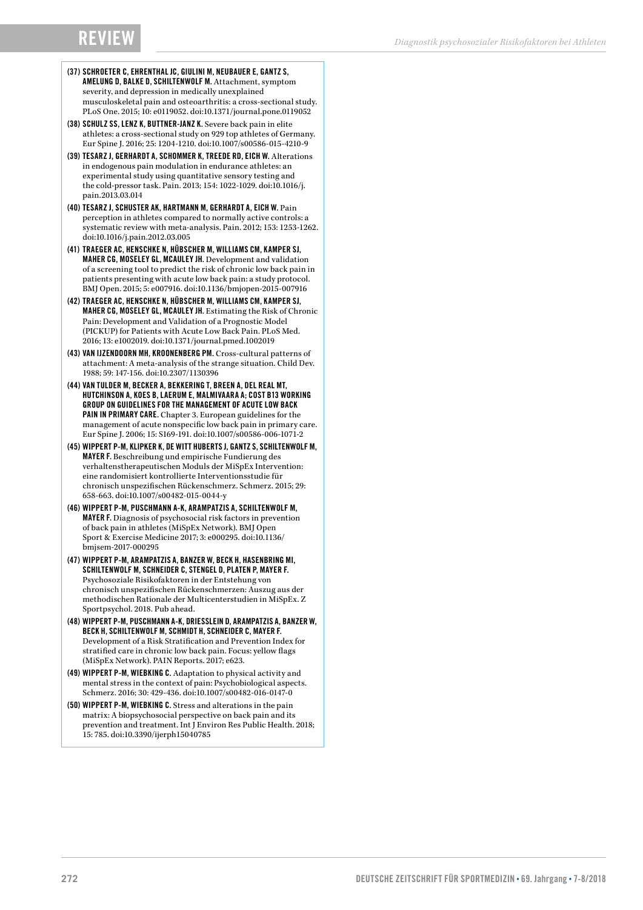(37) **SCHROETER C, EHRENTHAL JC, GIULINI M, NEUBAUER E, GANTZ S, AMELUNG D, BALKE D, SCHILTENWOLF M.** Attachment, symptom severity, and depression in medically unexplained musculoskeletal pain and osteoarthritis: a cross-sectional study. PLoS One. 2015; 10: e0119052. doi:10.1371/journal.pone.0119052

(38) **SCHULZ SS, LENZ K, BUTTNER-JANZ K.** Severe back pain in elite athletes: a cross-sectional study on 929 top athletes of Germany. Eur Spine J. 2016; 25: 1204-1210. doi:10.1007/s00586-015-4210-9

(39) **TESARZ J, GERHARDT A, SCHOMMER K, TREEDE RD, EICH W.** Alterations in endogenous pain modulation in endurance athletes: an experimental study using quantitative sensory testing and the cold-pressor task. Pain. 2013; 154: 1022-1029. doi:10.1016/j.pain.2013.03.014

(40) **TESARZ J, SCHUSTER AK, HARTMANN M, GERHARDT A, EICH W.** Pain perception in athletes compared to normally active controls: a systematic review with meta-analysis. Pain. 2012; 153: 1253-1262. doi:10.1016/j.pain.2012.03.005

(41) **TRAEGER AC, HENSCHKE N, HÜBSCHER M, WILLIAMS CM, KAMPER SJ, MAHER CG, MOSELEY GL, MCAULEY JH.** Development and validation of a screening tool to predict the risk of chronic low back pain in patients presenting with acute low back pain: a study protocol. BMJ Open. 2015; 5: e007916. doi:10.1136/bmjopen-2015-007916

(42) **TRAEGER AC, HENSCHKE N, HÜBSCHER M, WILLIAMS CM, KAMPER SJ, MAHER CG, MOSELEY GL, MCAULEY JH.** Estimating the Risk of Chronic Pain: Development and Validation of a Prognostic Model (PICKUP) for Patients with Acute Low Back Pain. PLoS Med. 2016; 13: e1002019. doi:10.1371/journal.pmed.1002019

(43) **VAN IJZENDOORN MH, KROONENBERG PM.** Cross-cultural patterns of attachment: A meta-analysis of the strange situation. Child Dev. 1988; 59: 147-156. doi:10.2307/1130396

(44) **VAN TULDER M, BECKER A, BEKKERING T, BREEN A, DEL REAL MT, HUTCHINSON A, KOES B, LAERUM E, MALMIVAARA A; COST B13 WORKING GROUP ON GUIDELINES FOR THE MANAGEMENT OF ACUTE LOW BACK PAIN IN PRIMARY CARE.** Chapter 3. European guidelines for the management of acute nonspecific low back pain in primary care. Eur Spine J. 2006; 15: S169-191. doi:10.1007/s00586-006-1071-2

(45) **WIPPERT P-M, KLIPKER K, DE WITT HUBERTS J, GANTZ S, SCHILTENWOLF M, MAYER F.** Beschreibung und empirische Fundierung des verhaltenstherapeutischen Moduls der MiSpEx Intervention: eine randomisiert kontrollierte Interventionsstudie für chronisch unspezifischen Rückenschmerz. Schmerz. 2015; 29: 658-663. doi:10.1007/s00482-015-0044-y

(46) **WIPPERT P-M, PUSCHMANN A-K, ARAMPATZIS A, SCHILTENWOLF M, MAYER F.** Diagnosis of psychosocial risk factors in prevention of back pain in athletes (MiSpEx Network). BMJ Open Sport & Exercise Medicine 2017; 3: e000295. doi:10.1136/bmjsem-2017-000295

(47) **WIPPERT P-M, ARAMPATZIS A, BANZER W, BECK H, HASENBRING MI, SCHILTENWOLF M, SCHNEIDER C, STENGEL D, PLATEN P, MAYER F.** Psychosoziale Risikofaktoren in der Entstehung von chronisch unspezifischen Rückenschmerzen: Auszug aus der methodischen Rationale der Multicenterstudien in MiSpEx. Z Sportpsychol. 2018. Pub ahead.

(48) **WIPPERT P-M, PUSCHMANN A-K, DRIESSLEIN D, ARAMPATZIS A, BANZER W, BECK H, SCHILTENWOLF M, SCHMIDT H, SCHNEIDER C, MAYER F.** Development of a Risk Stratification and Prevention Index for stratified care in chronic low back pain. Focus: yellow flags (MiSpEx Network). PAIN Reports. 2017; e623.

(49) **WIPPERT P-M, WIEBKING C.** Adaptation to physical activity and mental stress in the context of pain: Psychobiological aspects. Schmerz. 2016; 30: 429-436. doi:10.1007/s00482-016-0147-0

(50) **WIPPERT P-M, WIEBKING C.** Stress and alterations in the pain matrix: A biopsychosocial perspective on back pain and its prevention and treatment. Int J Environ Res Public Health. 2018; 15: 785. doi:10.3390/ijerph15040785